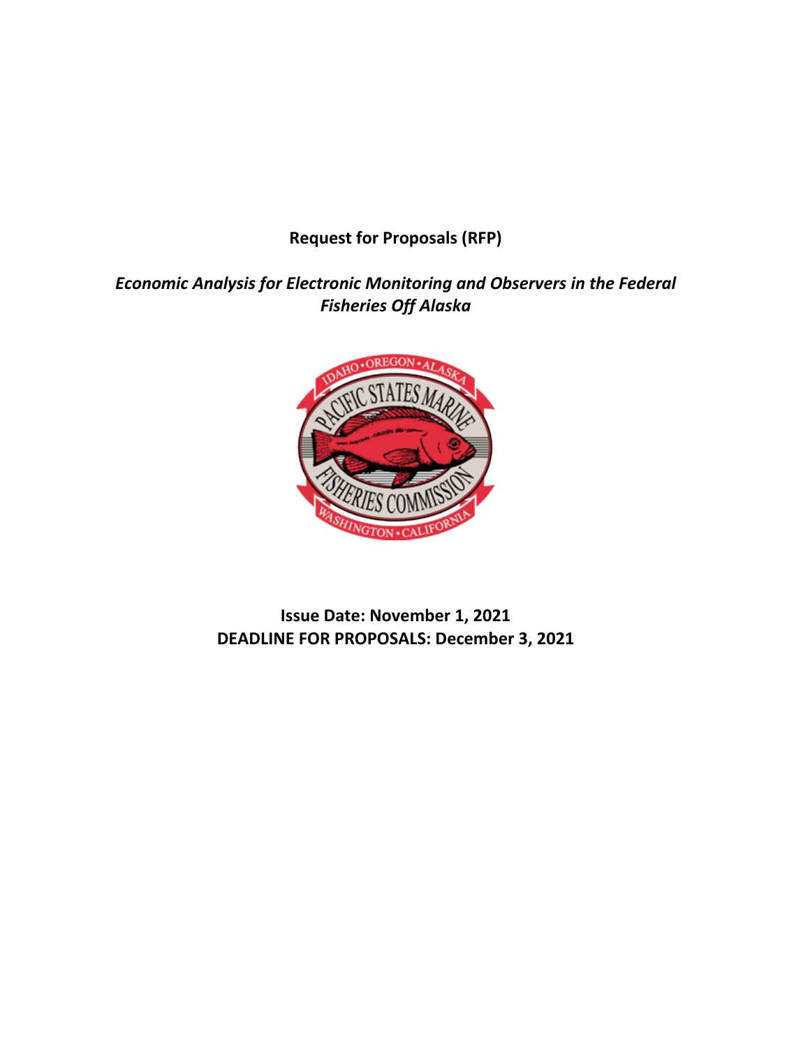**Request for Proposals (RFP)**

***Economic Analysis for Electronic Monitoring and Observers in the Federal Fisheries Off Alaska***

**Issue Date: November 1, 2021**
**DEADLINE FOR PROPOSALS: December 3, 2021**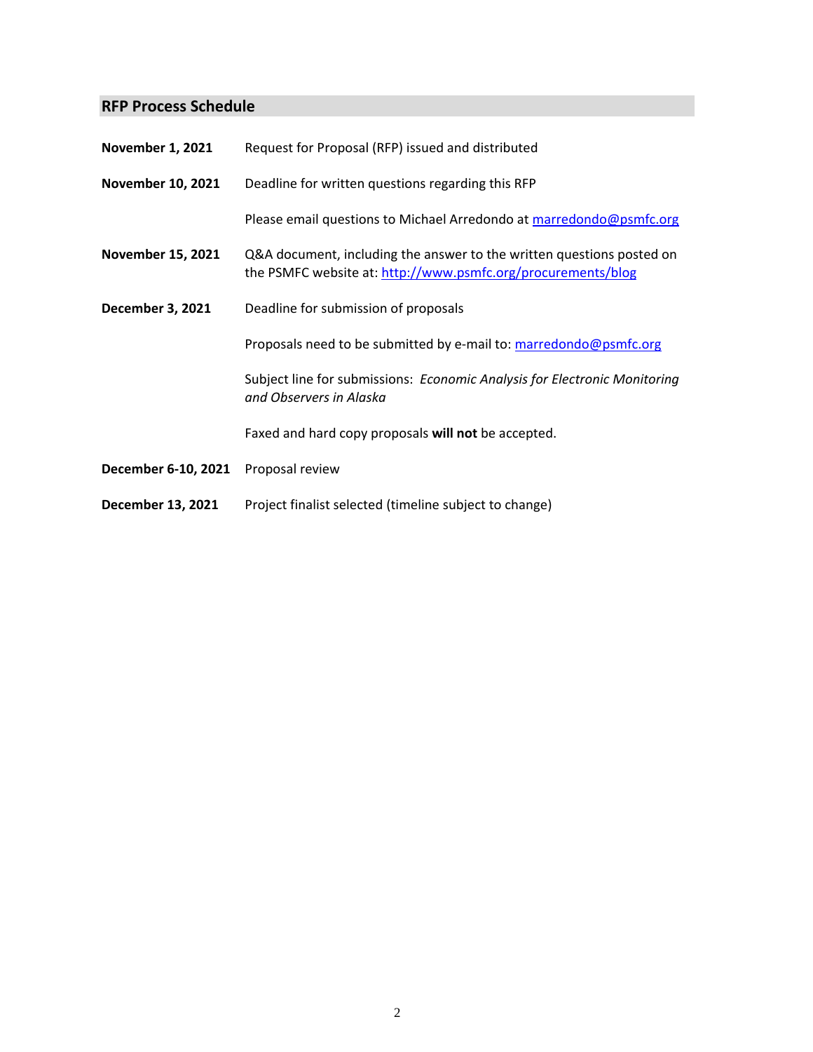## RFP Process Schedule

| | |
|---|---|
| **November 1, 2021** | Request for Proposal (RFP) issued and distributed |
| **November 10, 2021** | Deadline for written questions regarding this RFP<br><br>Please email questions to Michael Arredondo at marredondo@psmfc.org |
| **November 15, 2021** | Q&A document, including the answer to the written questions posted on the PSMFC website at: http://www.psmfc.org/procurements/blog |
| **December 3, 2021** | Deadline for submission of proposals<br><br>Proposals need to be submitted by e-mail to: marredondo@psmfc.org<br><br>Subject line for submissions: *Economic Analysis for Electronic Monitoring and Observers in Alaska*<br><br>Faxed and hard copy proposals **will not** be accepted. |
| **December 6-10, 2021** | Proposal review |
| **December 13, 2021** | Project finalist selected (timeline subject to change) |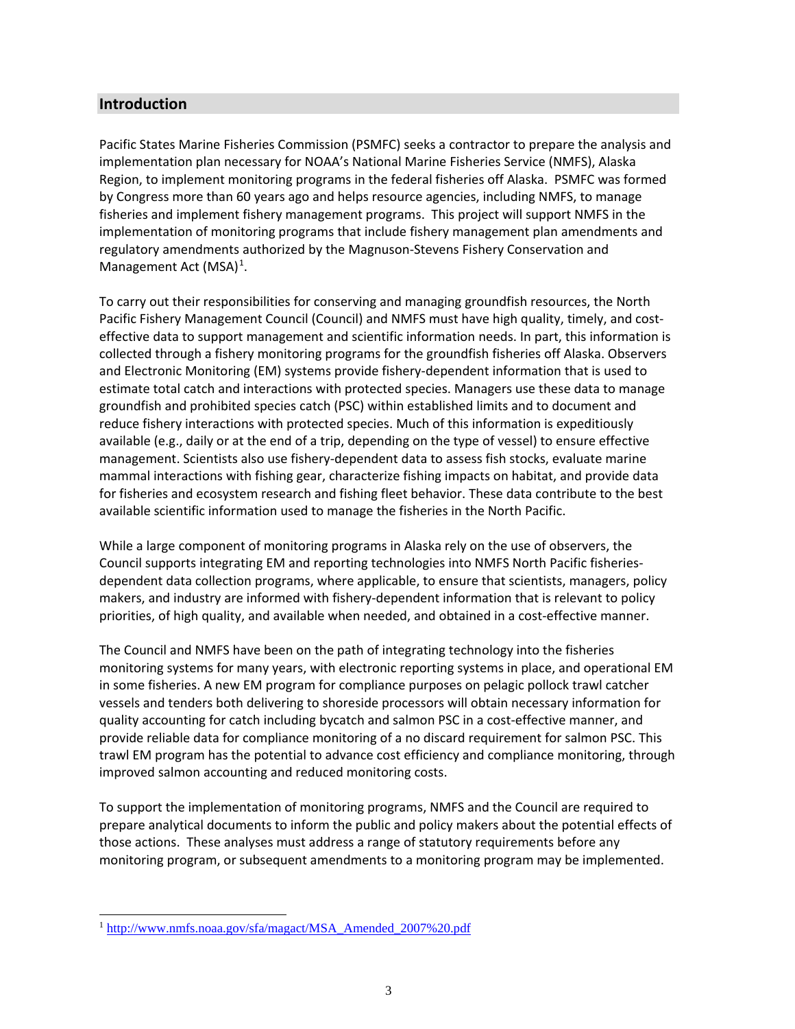## Introduction

Pacific States Marine Fisheries Commission (PSMFC) seeks a contractor to prepare the analysis and implementation plan necessary for NOAA's National Marine Fisheries Service (NMFS), Alaska Region, to implement monitoring programs in the federal fisheries off Alaska. PSMFC was formed by Congress more than 60 years ago and helps resource agencies, including NMFS, to manage fisheries and implement fishery management programs. This project will support NMFS in the implementation of monitoring programs that include fishery management plan amendments and regulatory amendments authorized by the Magnuson-Stevens Fishery Conservation and Management Act (MSA)[1].

To carry out their responsibilities for conserving and managing groundfish resources, the North Pacific Fishery Management Council (Council) and NMFS must have high quality, timely, and cost-effective data to support management and scientific information needs. In part, this information is collected through a fishery monitoring programs for the groundfish fisheries off Alaska. Observers and Electronic Monitoring (EM) systems provide fishery-dependent information that is used to estimate total catch and interactions with protected species. Managers use these data to manage groundfish and prohibited species catch (PSC) within established limits and to document and reduce fishery interactions with protected species. Much of this information is expeditiously available (e.g., daily or at the end of a trip, depending on the type of vessel) to ensure effective management. Scientists also use fishery-dependent data to assess fish stocks, evaluate marine mammal interactions with fishing gear, characterize fishing impacts on habitat, and provide data for fisheries and ecosystem research and fishing fleet behavior. These data contribute to the best available scientific information used to manage the fisheries in the North Pacific.

While a large component of monitoring programs in Alaska rely on the use of observers, the Council supports integrating EM and reporting technologies into NMFS North Pacific fisheries-dependent data collection programs, where applicable, to ensure that scientists, managers, policy makers, and industry are informed with fishery-dependent information that is relevant to policy priorities, of high quality, and available when needed, and obtained in a cost-effective manner.

The Council and NMFS have been on the path of integrating technology into the fisheries monitoring systems for many years, with electronic reporting systems in place, and operational EM in some fisheries. A new EM program for compliance purposes on pelagic pollock trawl catcher vessels and tenders both delivering to shoreside processors will obtain necessary information for quality accounting for catch including bycatch and salmon PSC in a cost-effective manner, and provide reliable data for compliance monitoring of a no discard requirement for salmon PSC. This trawl EM program has the potential to advance cost efficiency and compliance monitoring, through improved salmon accounting and reduced monitoring costs.

To support the implementation of monitoring programs, NMFS and the Council are required to prepare analytical documents to inform the public and policy makers about the potential effects of those actions. These analyses must address a range of statutory requirements before any monitoring program, or subsequent amendments to a monitoring program may be implemented.

---

[1] http://www.nmfs.noaa.gov/sfa/magact/MSA_Amended_2007%20.pdf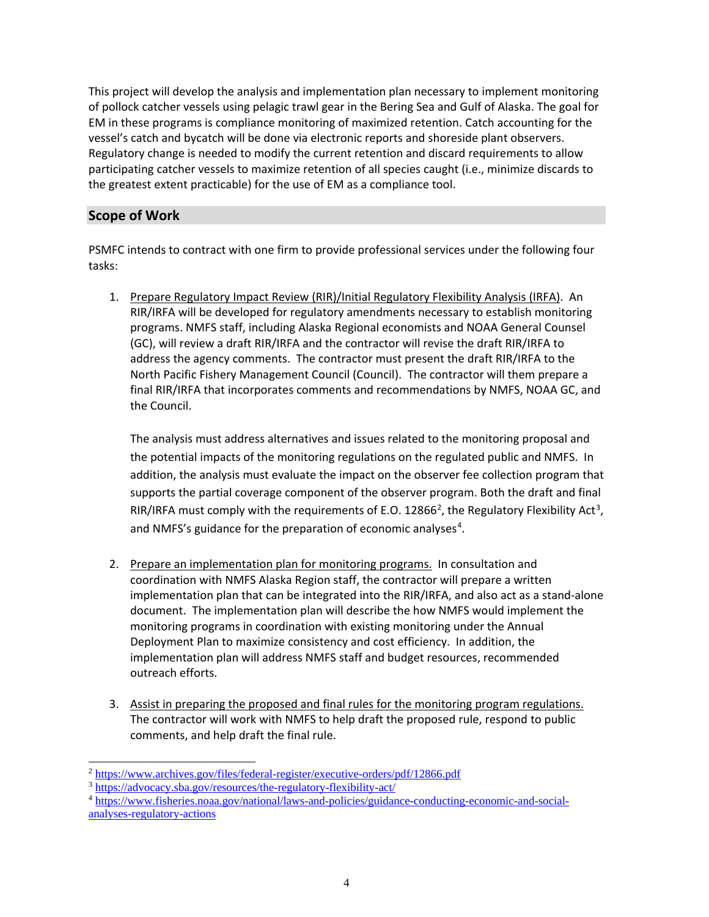This project will develop the analysis and implementation plan necessary to implement monitoring of pollock catcher vessels using pelagic trawl gear in the Bering Sea and Gulf of Alaska. The goal for EM in these programs is compliance monitoring of maximized retention. Catch accounting for the vessel's catch and bycatch will be done via electronic reports and shoreside plant observers. Regulatory change is needed to modify the current retention and discard requirements to allow participating catcher vessels to maximize retention of all species caught (i.e., minimize discards to the greatest extent practicable) for the use of EM as a compliance tool.

## Scope of Work

PSMFC intends to contract with one firm to provide professional services under the following four tasks:

1. Prepare Regulatory Impact Review (RIR)/Initial Regulatory Flexibility Analysis (IRFA). An RIR/IRFA will be developed for regulatory amendments necessary to establish monitoring programs. NMFS staff, including Alaska Regional economists and NOAA General Counsel (GC), will review a draft RIR/IRFA and the contractor will revise the draft RIR/IRFA to address the agency comments. The contractor must present the draft RIR/IRFA to the North Pacific Fishery Management Council (Council). The contractor will them prepare a final RIR/IRFA that incorporates comments and recommendations by NMFS, NOAA GC, and the Council.

   The analysis must address alternatives and issues related to the monitoring proposal and the potential impacts of the monitoring regulations on the regulated public and NMFS. In addition, the analysis must evaluate the impact on the observer fee collection program that supports the partial coverage component of the observer program. Both the draft and final RIR/IRFA must comply with the requirements of E.O. 12866[2], the Regulatory Flexibility Act[3], and NMFS's guidance for the preparation of economic analyses[4].

2. Prepare an implementation plan for monitoring programs. In consultation and coordination with NMFS Alaska Region staff, the contractor will prepare a written implementation plan that can be integrated into the RIR/IRFA, and also act as a stand-alone document. The implementation plan will describe the how NMFS would implement the monitoring programs in coordination with existing monitoring under the Annual Deployment Plan to maximize consistency and cost efficiency. In addition, the implementation plan will address NMFS staff and budget resources, recommended outreach efforts.

3. Assist in preparing the proposed and final rules for the monitoring program regulations. The contractor will work with NMFS to help draft the proposed rule, respond to public comments, and help draft the final rule.

---

[2] https://www.archives.gov/files/federal-register/executive-orders/pdf/12866.pdf

[3] https://advocacy.sba.gov/resources/the-regulatory-flexibility-act/

[4] https://www.fisheries.noaa.gov/national/laws-and-policies/guidance-conducting-economic-and-social-analyses-regulatory-actions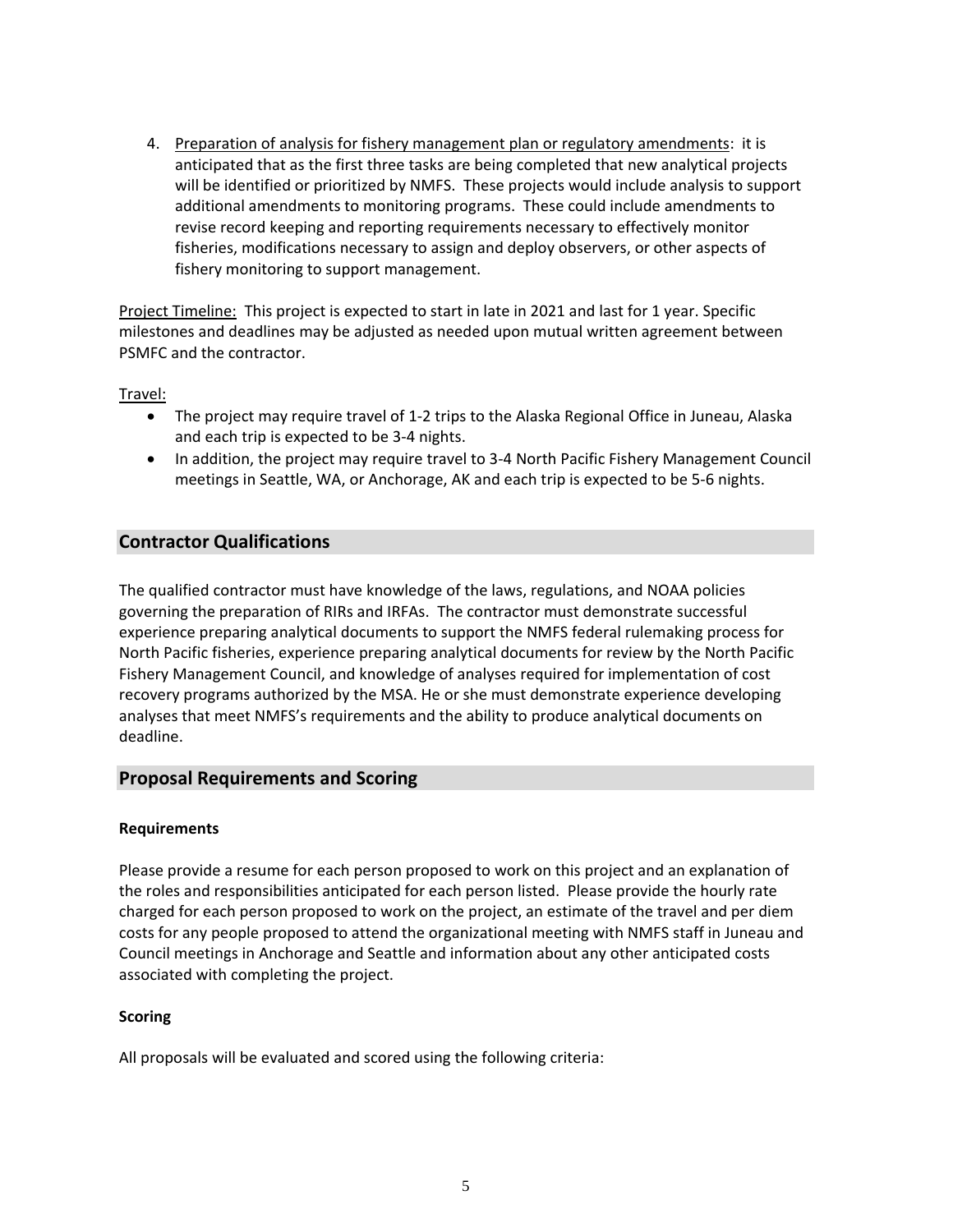4. Preparation of analysis for fishery management plan or regulatory amendments: it is anticipated that as the first three tasks are being completed that new analytical projects will be identified or prioritized by NMFS. These projects would include analysis to support additional amendments to monitoring programs. These could include amendments to revise record keeping and reporting requirements necessary to effectively monitor fisheries, modifications necessary to assign and deploy observers, or other aspects of fishery monitoring to support management.

Project Timeline: This project is expected to start in late in 2021 and last for 1 year. Specific milestones and deadlines may be adjusted as needed upon mutual written agreement between PSMFC and the contractor.

Travel:

- The project may require travel of 1-2 trips to the Alaska Regional Office in Juneau, Alaska and each trip is expected to be 3-4 nights.
- In addition, the project may require travel to 3-4 North Pacific Fishery Management Council meetings in Seattle, WA, or Anchorage, AK and each trip is expected to be 5-6 nights.

## Contractor Qualifications

The qualified contractor must have knowledge of the laws, regulations, and NOAA policies governing the preparation of RIRs and IRFAs. The contractor must demonstrate successful experience preparing analytical documents to support the NMFS federal rulemaking process for North Pacific fisheries, experience preparing analytical documents for review by the North Pacific Fishery Management Council, and knowledge of analyses required for implementation of cost recovery programs authorized by the MSA. He or she must demonstrate experience developing analyses that meet NMFS's requirements and the ability to produce analytical documents on deadline.

## Proposal Requirements and Scoring

### Requirements

Please provide a resume for each person proposed to work on this project and an explanation of the roles and responsibilities anticipated for each person listed. Please provide the hourly rate charged for each person proposed to work on the project, an estimate of the travel and per diem costs for any people proposed to attend the organizational meeting with NMFS staff in Juneau and Council meetings in Anchorage and Seattle and information about any other anticipated costs associated with completing the project.

### Scoring

All proposals will be evaluated and scored using the following criteria: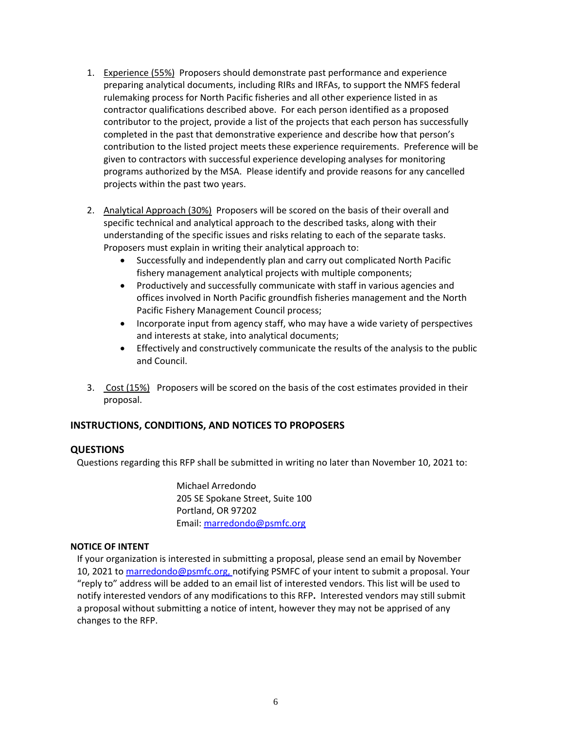1. Experience (55%) Proposers should demonstrate past performance and experience preparing analytical documents, including RIRs and IRFAs, to support the NMFS federal rulemaking process for North Pacific fisheries and all other experience listed in as contractor qualifications described above. For each person identified as a proposed contributor to the project, provide a list of the projects that each person has successfully completed in the past that demonstrative experience and describe how that person's contribution to the listed project meets these experience requirements. Preference will be given to contractors with successful experience developing analyses for monitoring programs authorized by the MSA. Please identify and provide reasons for any cancelled projects within the past two years.

2. Analytical Approach (30%) Proposers will be scored on the basis of their overall and specific technical and analytical approach to the described tasks, along with their understanding of the specific issues and risks relating to each of the separate tasks. Proposers must explain in writing their analytical approach to:
   - Successfully and independently plan and carry out complicated North Pacific fishery management analytical projects with multiple components;
   - Productively and successfully communicate with staff in various agencies and offices involved in North Pacific groundfish fisheries management and the North Pacific Fishery Management Council process;
   - Incorporate input from agency staff, who may have a wide variety of perspectives and interests at stake, into analytical documents;
   - Effectively and constructively communicate the results of the analysis to the public and Council.

3. Cost (15%) Proposers will be scored on the basis of the cost estimates provided in their proposal.

## INSTRUCTIONS, CONDITIONS, AND NOTICES TO PROPOSERS

## QUESTIONS

Questions regarding this RFP shall be submitted in writing no later than November 10, 2021 to:

Michael Arredondo
205 SE Spokane Street, Suite 100
Portland, OR 97202
Email: marredondo@psmfc.org

### NOTICE OF INTENT

If your organization is interested in submitting a proposal, please send an email by November 10, 2021 to marredondo@psmfc.org, notifying PSMFC of your intent to submit a proposal. Your "reply to" address will be added to an email list of interested vendors. This list will be used to notify interested vendors of any modifications to this RFP**.** Interested vendors may still submit a proposal without submitting a notice of intent, however they may not be apprised of any changes to the RFP.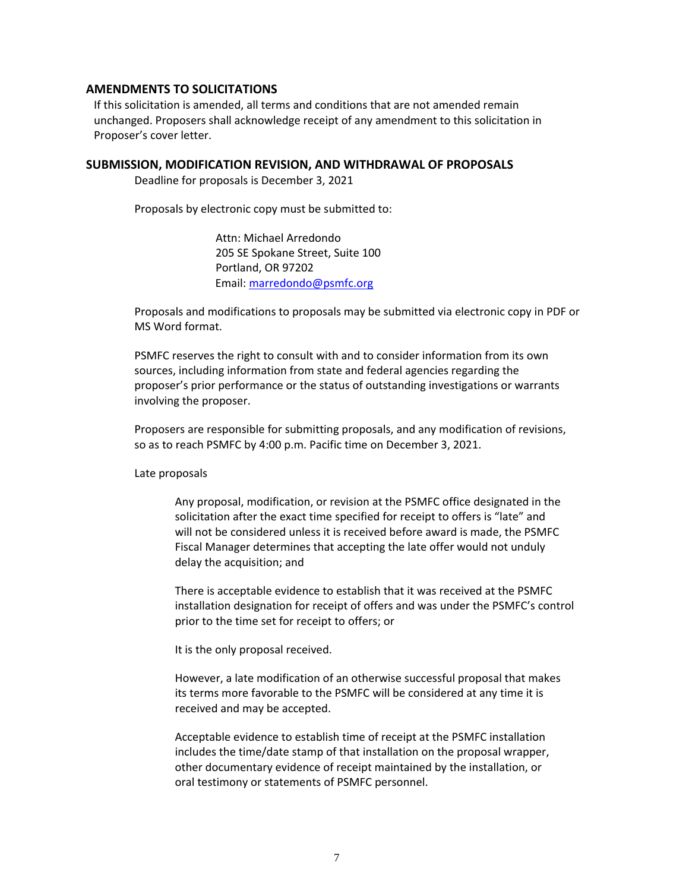## AMENDMENTS TO SOLICITATIONS

If this solicitation is amended, all terms and conditions that are not amended remain unchanged. Proposers shall acknowledge receipt of any amendment to this solicitation in Proposer's cover letter.

## SUBMISSION, MODIFICATION REVISION, AND WITHDRAWAL OF PROPOSALS

Deadline for proposals is December 3, 2021

Proposals by electronic copy must be submitted to:

Attn: Michael Arredondo
205 SE Spokane Street, Suite 100
Portland, OR 97202
Email: marredondo@psmfc.org

Proposals and modifications to proposals may be submitted via electronic copy in PDF or MS Word format.

PSMFC reserves the right to consult with and to consider information from its own sources, including information from state and federal agencies regarding the proposer's prior performance or the status of outstanding investigations or warrants involving the proposer.

Proposers are responsible for submitting proposals, and any modification of revisions, so as to reach PSMFC by 4:00 p.m. Pacific time on December 3, 2021.

Late proposals

Any proposal, modification, or revision at the PSMFC office designated in the solicitation after the exact time specified for receipt to offers is "late" and will not be considered unless it is received before award is made, the PSMFC Fiscal Manager determines that accepting the late offer would not unduly delay the acquisition; and

There is acceptable evidence to establish that it was received at the PSMFC installation designation for receipt of offers and was under the PSMFC's control prior to the time set for receipt to offers; or

It is the only proposal received.

However, a late modification of an otherwise successful proposal that makes its terms more favorable to the PSMFC will be considered at any time it is received and may be accepted.

Acceptable evidence to establish time of receipt at the PSMFC installation includes the time/date stamp of that installation on the proposal wrapper, other documentary evidence of receipt maintained by the installation, or oral testimony or statements of PSMFC personnel.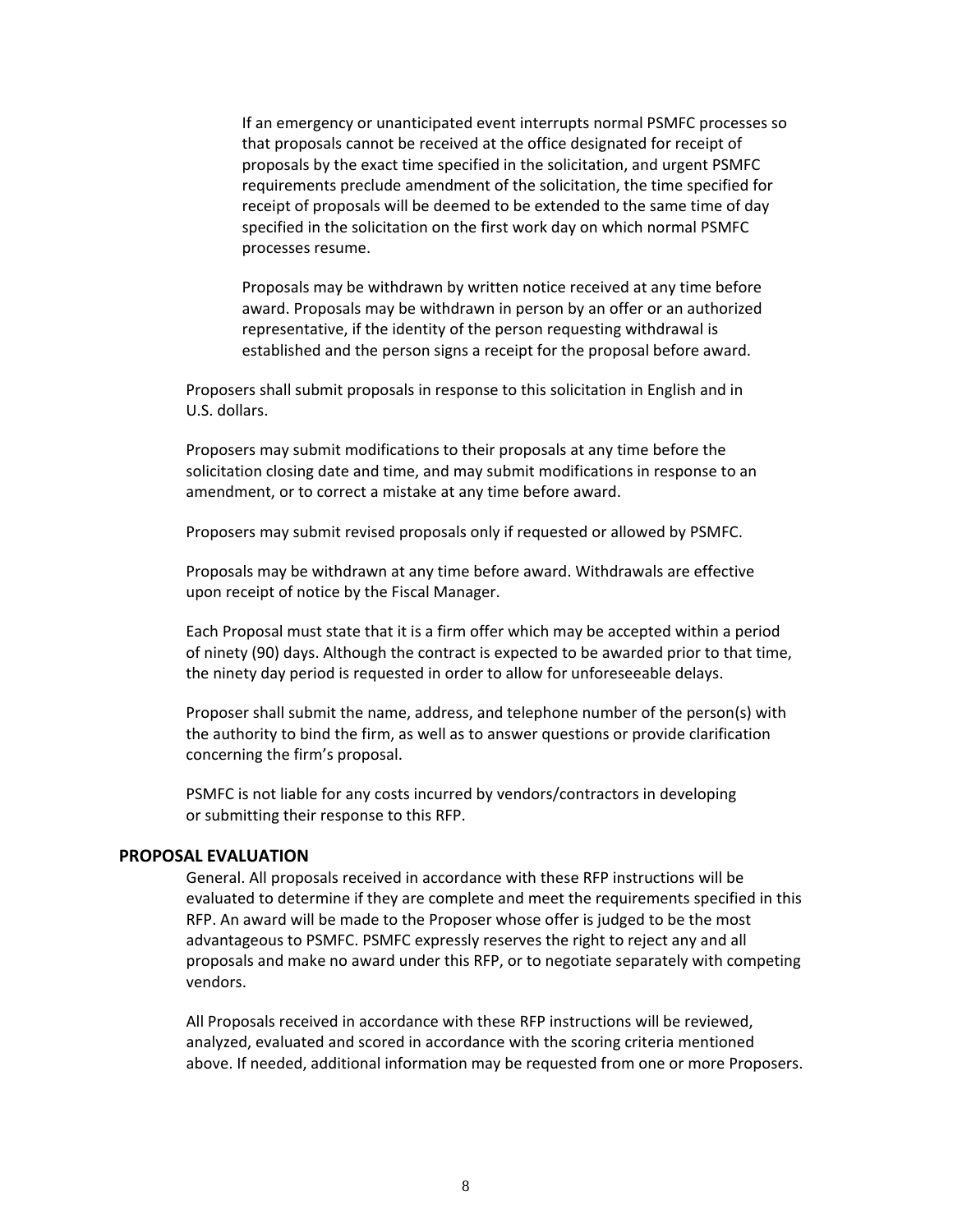If an emergency or unanticipated event interrupts normal PSMFC processes so that proposals cannot be received at the office designated for receipt of proposals by the exact time specified in the solicitation, and urgent PSMFC requirements preclude amendment of the solicitation, the time specified for receipt of proposals will be deemed to be extended to the same time of day specified in the solicitation on the first work day on which normal PSMFC processes resume.

Proposals may be withdrawn by written notice received at any time before award. Proposals may be withdrawn in person by an offer or an authorized representative, if the identity of the person requesting withdrawal is established and the person signs a receipt for the proposal before award.

Proposers shall submit proposals in response to this solicitation in English and in U.S. dollars.

Proposers may submit modifications to their proposals at any time before the solicitation closing date and time, and may submit modifications in response to an amendment, or to correct a mistake at any time before award.

Proposers may submit revised proposals only if requested or allowed by PSMFC.

Proposals may be withdrawn at any time before award. Withdrawals are effective upon receipt of notice by the Fiscal Manager.

Each Proposal must state that it is a firm offer which may be accepted within a period of ninety (90) days. Although the contract is expected to be awarded prior to that time, the ninety day period is requested in order to allow for unforeseeable delays.

Proposer shall submit the name, address, and telephone number of the person(s) with the authority to bind the firm, as well as to answer questions or provide clarification concerning the firm's proposal.

PSMFC is not liable for any costs incurred by vendors/contractors in developing or submitting their response to this RFP.

## PROPOSAL EVALUATION

General. All proposals received in accordance with these RFP instructions will be evaluated to determine if they are complete and meet the requirements specified in this RFP. An award will be made to the Proposer whose offer is judged to be the most advantageous to PSMFC. PSMFC expressly reserves the right to reject any and all proposals and make no award under this RFP, or to negotiate separately with competing vendors.

All Proposals received in accordance with these RFP instructions will be reviewed, analyzed, evaluated and scored in accordance with the scoring criteria mentioned above. If needed, additional information may be requested from one or more Proposers.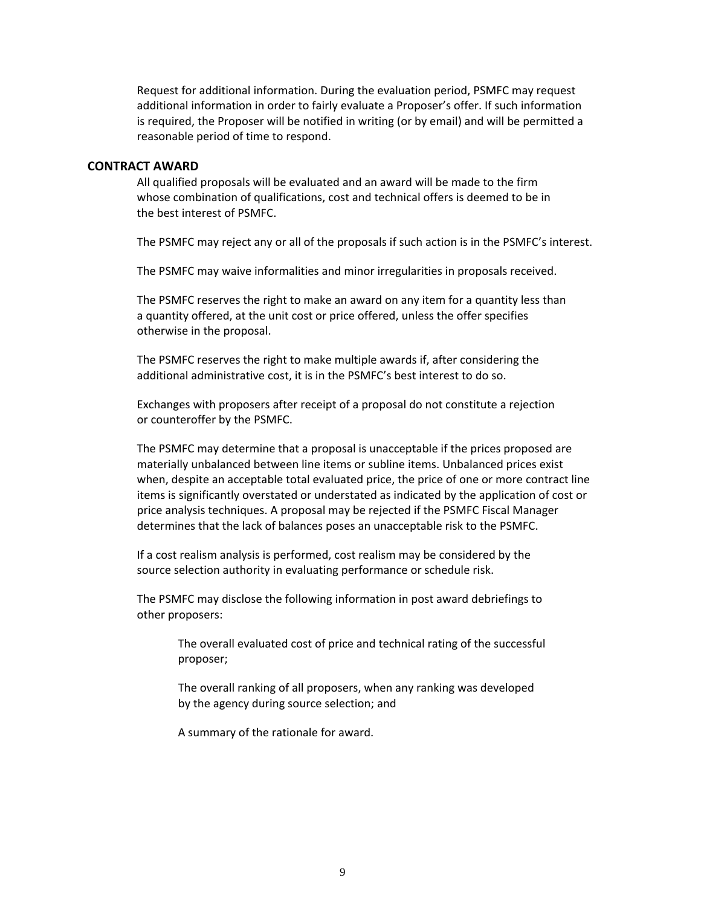Request for additional information. During the evaluation period, PSMFC may request additional information in order to fairly evaluate a Proposer's offer. If such information is required, the Proposer will be notified in writing (or by email) and will be permitted a reasonable period of time to respond.

## CONTRACT AWARD

All qualified proposals will be evaluated and an award will be made to the firm whose combination of qualifications, cost and technical offers is deemed to be in the best interest of PSMFC.

The PSMFC may reject any or all of the proposals if such action is in the PSMFC's interest.

The PSMFC may waive informalities and minor irregularities in proposals received.

The PSMFC reserves the right to make an award on any item for a quantity less than a quantity offered, at the unit cost or price offered, unless the offer specifies otherwise in the proposal.

The PSMFC reserves the right to make multiple awards if, after considering the additional administrative cost, it is in the PSMFC's best interest to do so.

Exchanges with proposers after receipt of a proposal do not constitute a rejection or counteroffer by the PSMFC.

The PSMFC may determine that a proposal is unacceptable if the prices proposed are materially unbalanced between line items or subline items. Unbalanced prices exist when, despite an acceptable total evaluated price, the price of one or more contract line items is significantly overstated or understated as indicated by the application of cost or price analysis techniques. A proposal may be rejected if the PSMFC Fiscal Manager determines that the lack of balances poses an unacceptable risk to the PSMFC.

If a cost realism analysis is performed, cost realism may be considered by the source selection authority in evaluating performance or schedule risk.

The PSMFC may disclose the following information in post award debriefings to other proposers:

The overall evaluated cost of price and technical rating of the successful proposer;

The overall ranking of all proposers, when any ranking was developed by the agency during source selection; and

A summary of the rationale for award.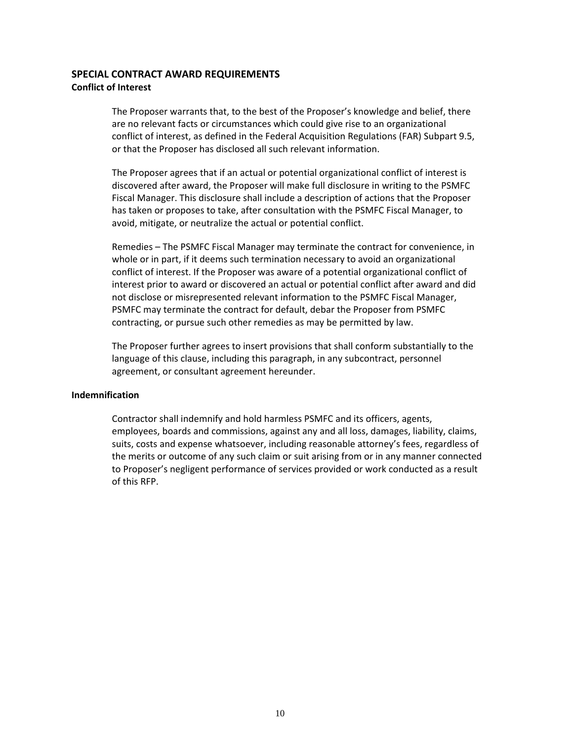## SPECIAL CONTRACT AWARD REQUIREMENTS

### Conflict of Interest

The Proposer warrants that, to the best of the Proposer's knowledge and belief, there are no relevant facts or circumstances which could give rise to an organizational conflict of interest, as defined in the Federal Acquisition Regulations (FAR) Subpart 9.5, or that the Proposer has disclosed all such relevant information.

The Proposer agrees that if an actual or potential organizational conflict of interest is discovered after award, the Proposer will make full disclosure in writing to the PSMFC Fiscal Manager. This disclosure shall include a description of actions that the Proposer has taken or proposes to take, after consultation with the PSMFC Fiscal Manager, to avoid, mitigate, or neutralize the actual or potential conflict.

Remedies – The PSMFC Fiscal Manager may terminate the contract for convenience, in whole or in part, if it deems such termination necessary to avoid an organizational conflict of interest. If the Proposer was aware of a potential organizational conflict of interest prior to award or discovered an actual or potential conflict after award and did not disclose or misrepresented relevant information to the PSMFC Fiscal Manager, PSMFC may terminate the contract for default, debar the Proposer from PSMFC contracting, or pursue such other remedies as may be permitted by law.

The Proposer further agrees to insert provisions that shall conform substantially to the language of this clause, including this paragraph, in any subcontract, personnel agreement, or consultant agreement hereunder.

### Indemnification

Contractor shall indemnify and hold harmless PSMFC and its officers, agents, employees, boards and commissions, against any and all loss, damages, liability, claims, suits, costs and expense whatsoever, including reasonable attorney's fees, regardless of the merits or outcome of any such claim or suit arising from or in any manner connected to Proposer's negligent performance of services provided or work conducted as a result of this RFP.